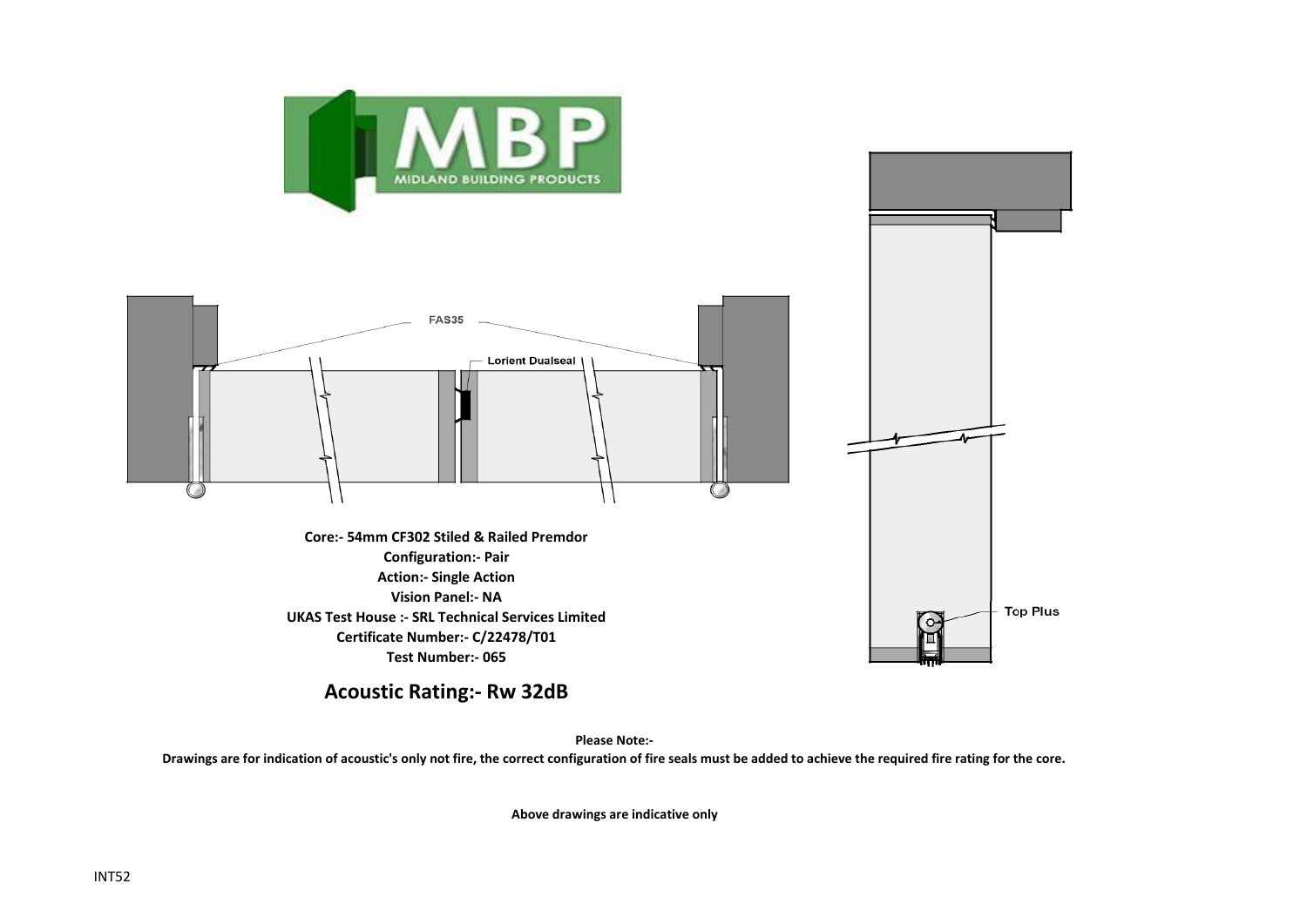MBP
MIDLAND BUILDING PRODUCTS

FAS35

Lorient Dualseal

Top Plus

**Core:- 54mm CF302 Stiled & Railed Premdor**
**Configuration:- Pair**
**Action:- Single Action**
**Vision Panel:- NA**
**UKAS Test House :- SRL Technical Services Limited**
**Certificate Number:- C/22478/T01**
**Test Number:- 065**

## Acoustic Rating:- Rw 32dB

**Please Note:-**
**Drawings are for indication of acoustic's only not fire, the correct configuration of fire seals must be added to achieve the required fire rating for the core.**

**Above drawings are indicative only**

INT52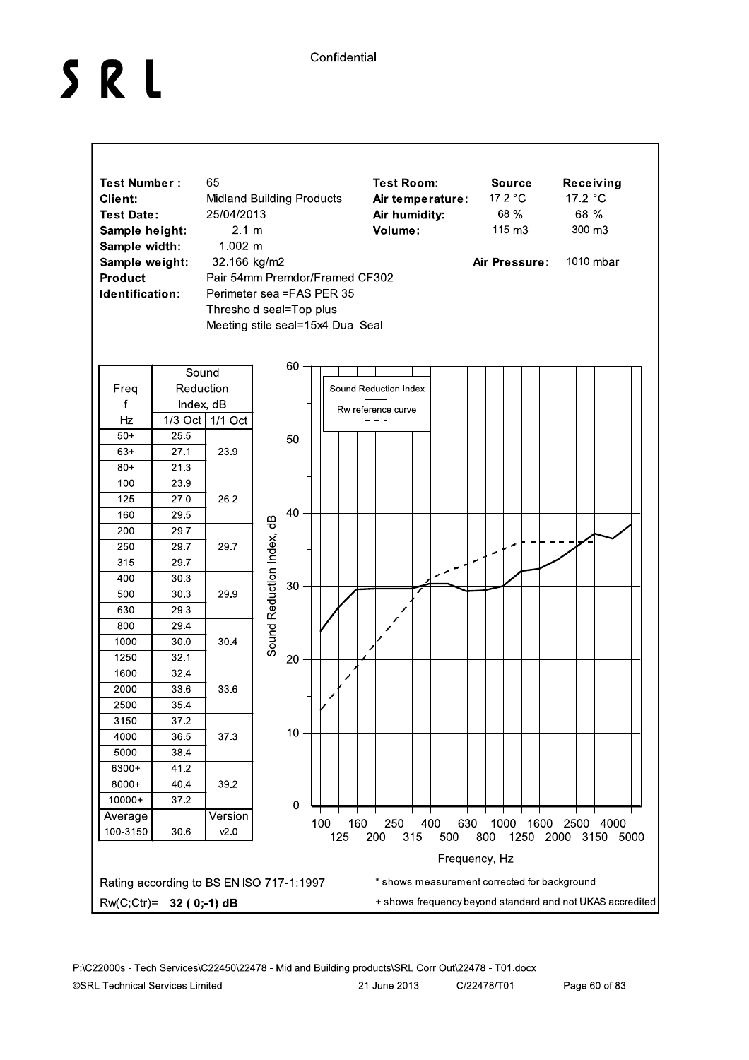Confidential

| | | | | |
|---|---|---|---|---|
| **Test Number :** | 65 | **Test Room:** | **Source** | **Receiving** |
| **Client:** | Midland Building Products | **Air temperature:** | 17.2 °C | 17.2 °C |
| **Test Date:** | 25/04/2013 | **Air humidity:** | 68 % | 68 % |
| **Sample height:** | 2.1 m | **Volume:** | 115 m3 | 300 m3 |
| **Sample width:** | 1.002 m | | | |
| **Sample weight:** | 32.166 kg/m2 | **Air Pressure:** | | 1010 mbar |
| **Product Identification:** | Pair 54mm Premdor/Framed CF302<br>Perimeter seal=FAS PER 35<br>Threshold seal=Top plus<br>Meeting stile seal=15x4 Dual Seal | | | |

| Freq f Hz | Sound Reduction Index, dB 1/3 Oct | 1/1 Oct |
|---|---|---|
| 50+ | 25.5 | |
| 63+ | 27.1 | 23.9 |
| 80+ | 21.3 | |
| 100 | 23.9 | |
| 125 | 27.0 | 26.2 |
| 160 | 29.5 | |
| 200 | 29.7 | |
| 250 | 29.7 | 29.7 |
| 315 | 29.7 | |
| 400 | 30.3 | |
| 500 | 30.3 | 29.9 |
| 630 | 29.3 | |
| 800 | 29.4 | |
| 1000 | 30.0 | 30.4 |
| 1250 | 32.1 | |
| 1600 | 32.4 | |
| 2000 | 33.6 | 33.6 |
| 2500 | 35.4 | |
| 3150 | 37.2 | |
| 4000 | 36.5 | 37.3 |
| 5000 | 38.4 | |
| 6300+ | 41.2 | |
| 8000+ | 40.4 | 39.2 |
| 10000+ | 37.2 | |
| Average 100-3150 | 30.6 | Version v2.0 |

Sound Reduction Index

Rw reference curve

Sound Reduction Index, dB

60
50
40
30
20
10
0

100 125 160 200 250 315 400 500 630 800 1000 1250 1600 2000 2500 3150 4000 5000

Frequency, Hz

| | |
|---|---|
| Rating according to BS EN ISO 717-1:1997 | * shows measurement corrected for background |
| Rw(C;Ctr)= **32 ( 0;-1) dB** | + shows frequency beyond standard and not UKAS accredited |

P:\C22000s - Tech Services\C22450\22478 - Midland Building products\SRL Corr Out\22478 - T01.docx

©SRL Technical Services Limited 21 June 2013 C/22478/T01